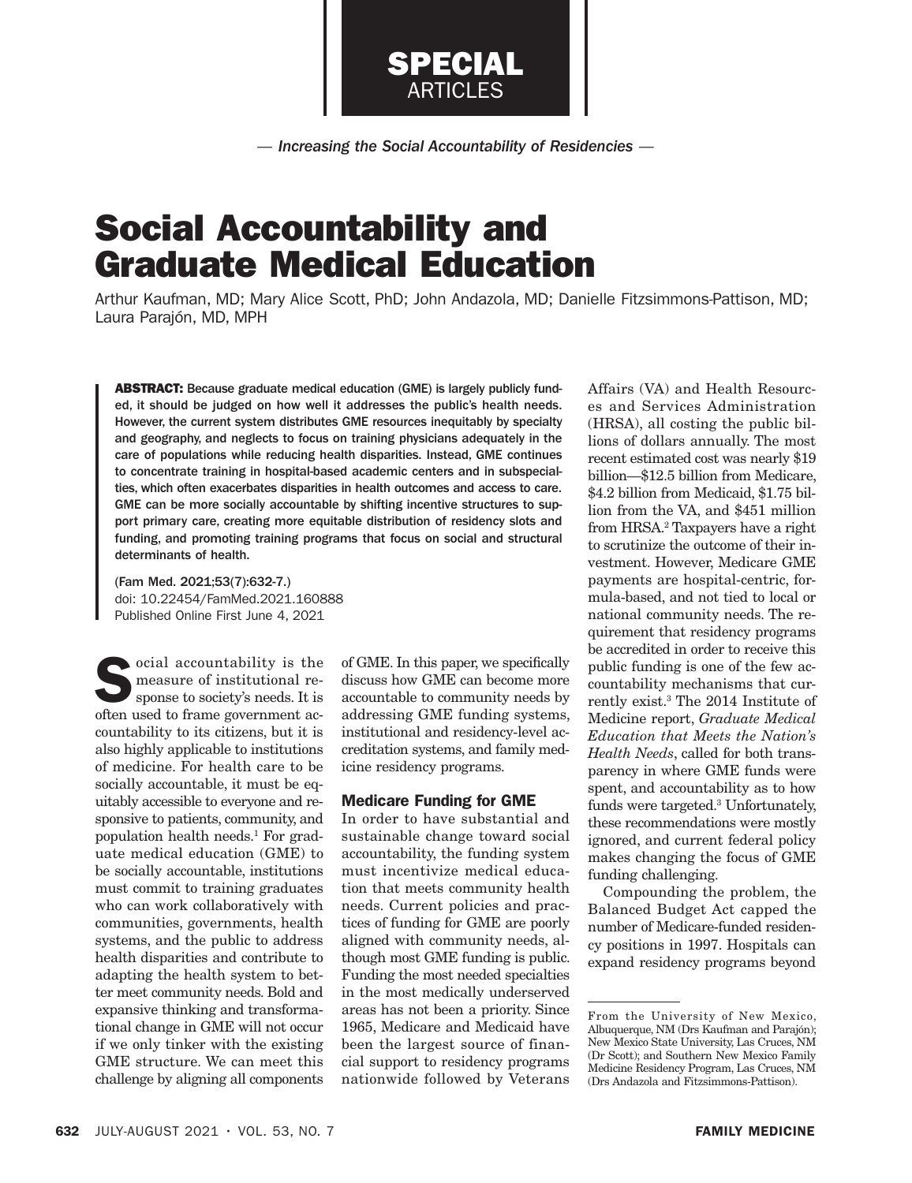SPECIAL ARTICLES

— *Increasing the Social Accountability of Residencies* —

# Social Accountability and Graduate Medical Education

Arthur Kaufman, MD; Mary Alice Scott, PhD; John Andazola, MD; Danielle Fitzsimmons-Pattison, MD; Laura Parajón, MD, MPH

**ABSTRACT:** Because graduate medical education (GME) is largely publicly funded, it should be judged on how well it addresses the public's health needs. However, the current system distributes GME resources inequitably by specialty and geography, and neglects to focus on training physicians adequately in the care of populations while reducing health disparities. Instead, GME continues to concentrate training in hospital-based academic centers and in subspecialties, which often exacerbates disparities in health outcomes and access to care. GME can be more socially accountable by shifting incentive structures to support primary care, creating more equitable distribution of residency slots and funding, and promoting training programs that focus on social and structural determinants of health.

(Fam Med. 2021;53(7):632-7.)
doi: 10.22454/FamMed.2021.160888
Published Online First June 4, 2021

Social accountability is the measure of institutional response to society's needs. It is often used to frame government accountability to its citizens, but it is also highly applicable to institutions of medicine. For health care to be socially accountable, it must be equitably accessible to everyone and responsive to patients, community, and population health needs.[1] For graduate medical education (GME) to be socially accountable, institutions must commit to training graduates who can work collaboratively with communities, governments, health systems, and the public to address health disparities and contribute to adapting the health system to better meet community needs. Bold and expansive thinking and transformational change in GME will not occur if we only tinker with the existing GME structure. We can meet this challenge by aligning all components of GME. In this paper, we specifically discuss how GME can become more accountable to community needs by addressing GME funding systems, institutional and residency-level accreditation systems, and family medicine residency programs.

## Medicare Funding for GME

In order to have substantial and sustainable change toward social accountability, the funding system must incentivize medical education that meets community health needs. Current policies and practices of funding for GME are poorly aligned with community needs, although most GME funding is public. Funding the most needed specialties in the most medically underserved areas has not been a priority. Since 1965, Medicare and Medicaid have been the largest source of financial support to residency programs nationwide followed by Veterans Affairs (VA) and Health Resources and Services Administration (HRSA), all costing the public billions of dollars annually. The most recent estimated cost was nearly $19 billion—$12.5 billion from Medicare, $4.2 billion from Medicaid, $1.75 billion from the VA, and $451 million from HRSA.[2] Taxpayers have a right to scrutinize the outcome of their investment. However, Medicare GME payments are hospital-centric, formula-based, and not tied to local or national community needs. The requirement that residency programs be accredited in order to receive this public funding is one of the few accountability mechanisms that currently exist.[3] The 2014 Institute of Medicine report, *Graduate Medical Education that Meets the Nation's Health Needs*, called for both transparency in where GME funds were spent, and accountability as to how funds were targeted.[3] Unfortunately, these recommendations were mostly ignored, and current federal policy makes changing the focus of GME funding challenging.

Compounding the problem, the Balanced Budget Act capped the number of Medicare-funded residency positions in 1997. Hospitals can expand residency programs beyond

From the University of New Mexico, Albuquerque, NM (Drs Kaufman and Parajón); New Mexico State University, Las Cruces, NM (Dr Scott); and Southern New Mexico Family Medicine Residency Program, Las Cruces, NM (Drs Andazola and Fitzsimmons-Pattison).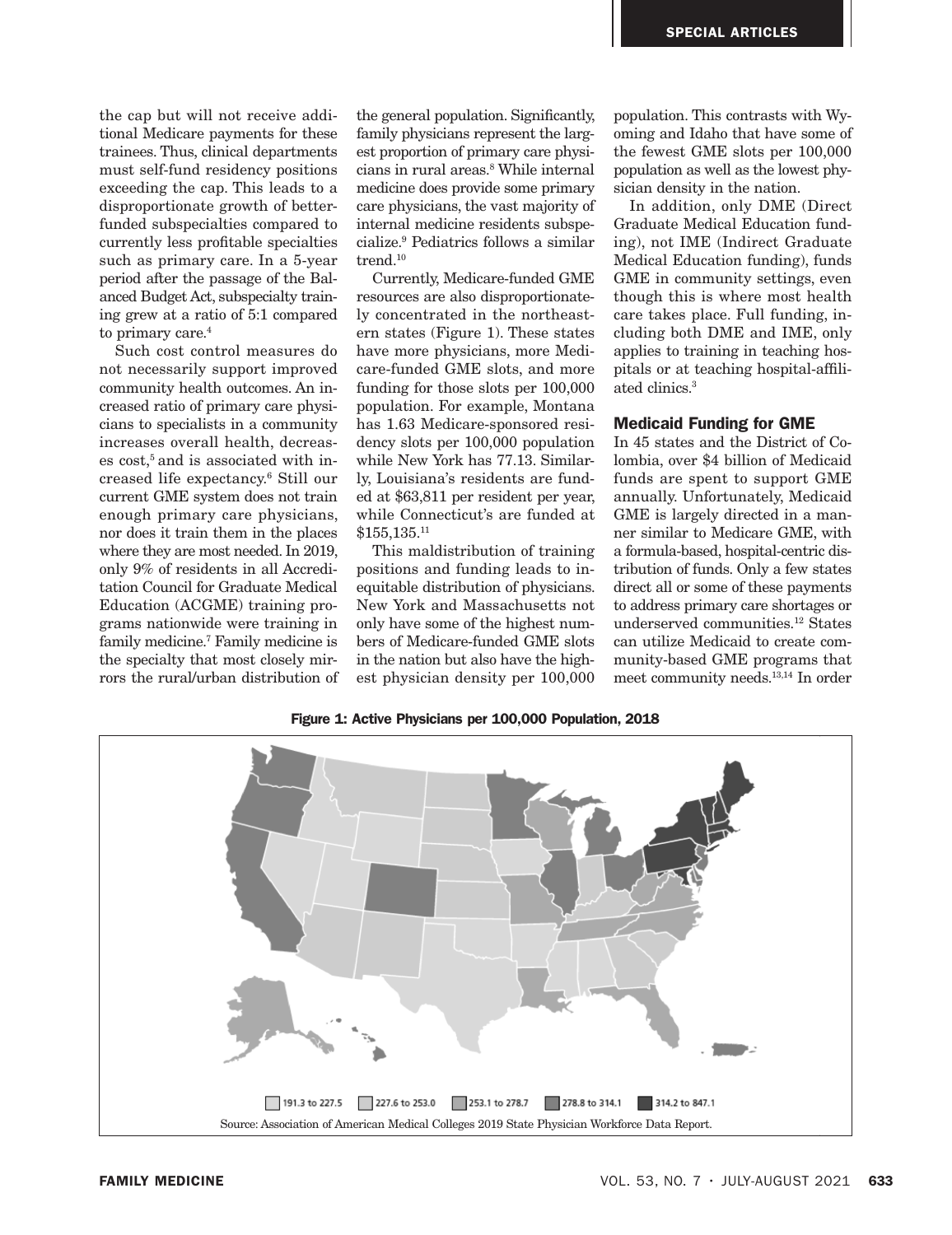the cap but will not receive additional Medicare payments for these trainees. Thus, clinical departments must self-fund residency positions exceeding the cap. This leads to a disproportionate growth of better-funded subspecialties compared to currently less profitable specialties such as primary care. In a 5-year period after the passage of the Balanced Budget Act, subspecialty training grew at a ratio of 5:1 compared to primary care.[4]

Such cost control measures do not necessarily support improved community health outcomes. An increased ratio of primary care physicians to specialists in a community increases overall health, decreases cost,[5] and is associated with increased life expectancy.[6] Still our current GME system does not train enough primary care physicians, nor does it train them in the places where they are most needed. In 2019, only 9% of residents in all Accreditation Council for Graduate Medical Education (ACGME) training programs nationwide were training in family medicine.[7] Family medicine is the specialty that most closely mirrors the rural/urban distribution of the general population. Significantly, family physicians represent the largest proportion of primary care physicians in rural areas.[8] While internal medicine does provide some primary care physicians, the vast majority of internal medicine residents subspecialize.[9] Pediatrics follows a similar trend.[10]

Currently, Medicare-funded GME resources are also disproportionately concentrated in the northeastern states (Figure 1). These states have more physicians, more Medicare-funded GME slots, and more funding for those slots per 100,000 population. For example, Montana has 1.63 Medicare-sponsored residency slots per 100,000 population while New York has 77.13. Similarly, Louisiana's residents are funded at $63,811 per resident per year, while Connecticut's are funded at $155,135.[11]

This maldistribution of training positions and funding leads to inequitable distribution of physicians. New York and Massachusetts not only have some of the highest numbers of Medicare-funded GME slots in the nation but also have the highest physician density per 100,000 population. This contrasts with Wyoming and Idaho that have some of the fewest GME slots per 100,000 population as well as the lowest physician density in the nation.

In addition, only DME (Direct Graduate Medical Education funding), not IME (Indirect Graduate Medical Education funding), funds GME in community settings, even though this is where most health care takes place. Full funding, including both DME and IME, only applies to training in teaching hospitals or at teaching hospital-affiliated clinics.[3]

### Medicaid Funding for GME

In 45 states and the District of Columbia, over $4 billion of Medicaid funds are spent to support GME annually. Unfortunately, Medicaid GME is largely directed in a manner similar to Medicare GME, with a formula-based, hospital-centric distribution of funds. Only a few states direct all or some of these payments to address primary care shortages or underserved communities.[12] States can utilize Medicaid to create community-based GME programs that meet community needs.[13,14] In order

**Figure 1: Active Physicians per 100,000 Population, 2018**

191.3 to 227.5 | 227.6 to 253.0 | 253.1 to 278.7 | 278.8 to 314.1 | 314.2 to 847.1

Source: Association of American Medical Colleges 2019 State Physician Workforce Data Report.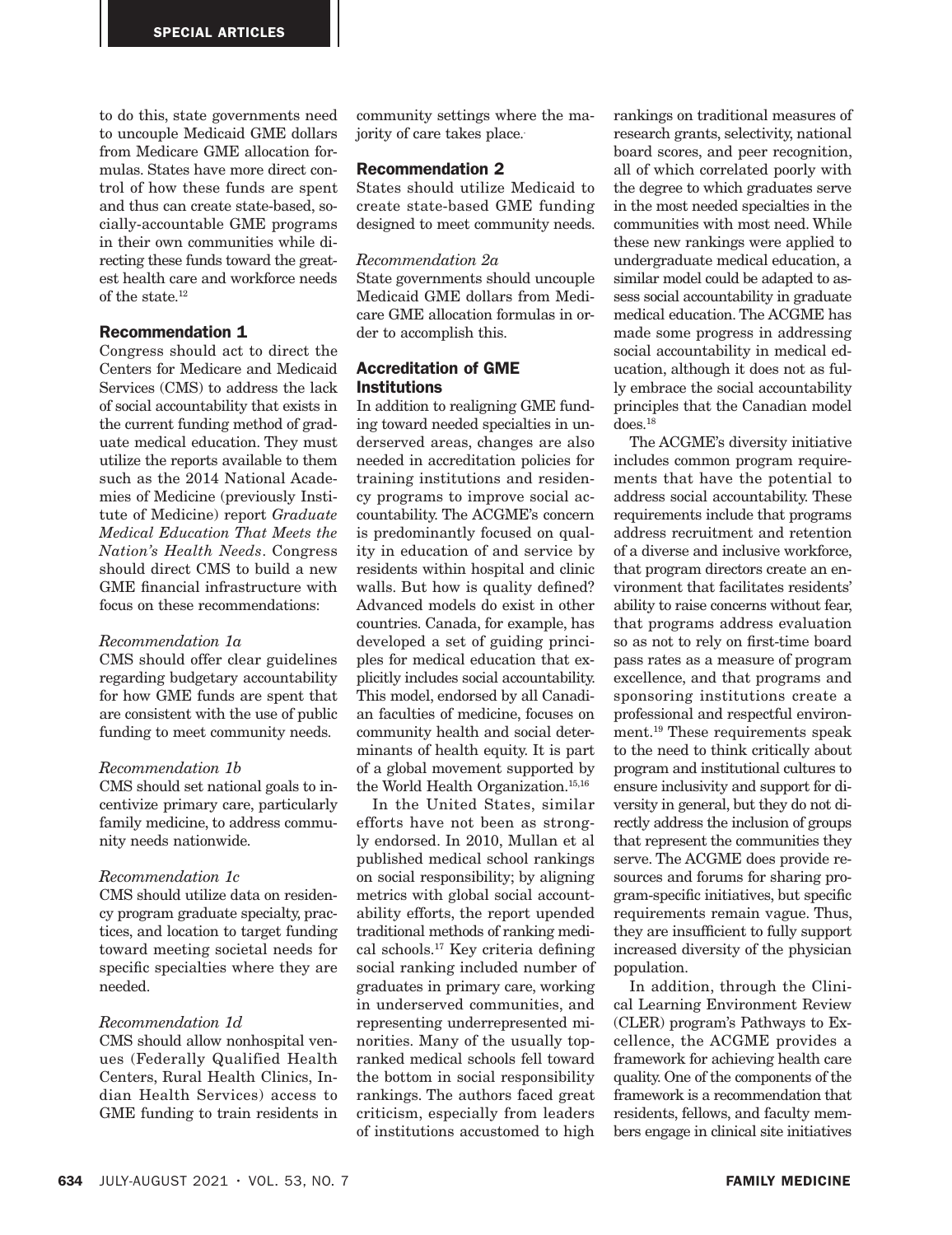to do this, state governments need to uncouple Medicaid GME dollars from Medicare GME allocation formulas. States have more direct control of how these funds are spent and thus can create state-based, socially-accountable GME programs in their own communities while directing these funds toward the greatest health care and workforce needs of the state.[12]

### Recommendation 1

Congress should act to direct the Centers for Medicare and Medicaid Services (CMS) to address the lack of social accountability that exists in the current funding method of graduate medical education. They must utilize the reports available to them such as the 2014 National Academies of Medicine (previously Institute of Medicine) report *Graduate Medical Education That Meets the Nation's Health Needs*. Congress should direct CMS to build a new GME financial infrastructure with focus on these recommendations:

*Recommendation 1a*

CMS should offer clear guidelines regarding budgetary accountability for how GME funds are spent that are consistent with the use of public funding to meet community needs.

*Recommendation 1b*

CMS should set national goals to incentivize primary care, particularly family medicine, to address community needs nationwide.

*Recommendation 1c*

CMS should utilize data on residency program graduate specialty, practices, and location to target funding toward meeting societal needs for specific specialties where they are needed.

*Recommendation 1d*

CMS should allow nonhospital venues (Federally Qualified Health Centers, Rural Health Clinics, Indian Health Services) access to GME funding to train residents in community settings where the majority of care takes place.

### Recommendation 2

States should utilize Medicaid to create state-based GME funding designed to meet community needs.

*Recommendation 2a*

State governments should uncouple Medicaid GME dollars from Medicare GME allocation formulas in order to accomplish this.

## Accreditation of GME Institutions

In addition to realigning GME funding toward needed specialties in underserved areas, changes are also needed in accreditation policies for training institutions and residency programs to improve social accountability. The ACGME's concern is predominantly focused on quality in education of and service by residents within hospital and clinic walls. But how is quality defined? Advanced models do exist in other countries. Canada, for example, has developed a set of guiding principles for medical education that explicitly includes social accountability. This model, endorsed by all Canadian faculties of medicine, focuses on community health and social determinants of health equity. It is part of a global movement supported by the World Health Organization.[15,16]

In the United States, similar efforts have not been as strongly endorsed. In 2010, Mullan et al published medical school rankings on social responsibility; by aligning metrics with global social accountability efforts, the report upended traditional methods of ranking medical schools.[17] Key criteria defining social ranking included number of graduates in primary care, working in underserved communities, and representing underrepresented minorities. Many of the usually top-ranked medical schools fell toward the bottom in social responsibility rankings. The authors faced great criticism, especially from leaders of institutions accustomed to high rankings on traditional measures of research grants, selectivity, national board scores, and peer recognition, all of which correlated poorly with the degree to which graduates serve in the most needed specialties in the communities with most need. While these new rankings were applied to undergraduate medical education, a similar model could be adapted to assess social accountability in graduate medical education. The ACGME has made some progress in addressing social accountability in medical education, although it does not as fully embrace the social accountability principles that the Canadian model does.[18]

The ACGME's diversity initiative includes common program requirements that have the potential to address social accountability. These requirements include that programs address recruitment and retention of a diverse and inclusive workforce, that program directors create an environment that facilitates residents' ability to raise concerns without fear, that programs address evaluation so as not to rely on first-time board pass rates as a measure of program excellence, and that programs and sponsoring institutions create a professional and respectful environment.[19] These requirements speak to the need to think critically about program and institutional cultures to ensure inclusivity and support for diversity in general, but they do not directly address the inclusion of groups that represent the communities they serve. The ACGME does provide resources and forums for sharing program-specific initiatives, but specific requirements remain vague. Thus, they are insufficient to fully support increased diversity of the physician population.

In addition, through the Clinical Learning Environment Review (CLER) program's Pathways to Excellence, the ACGME provides a framework for achieving health care quality. One of the components of the framework is a recommendation that residents, fellows, and faculty members engage in clinical site initiatives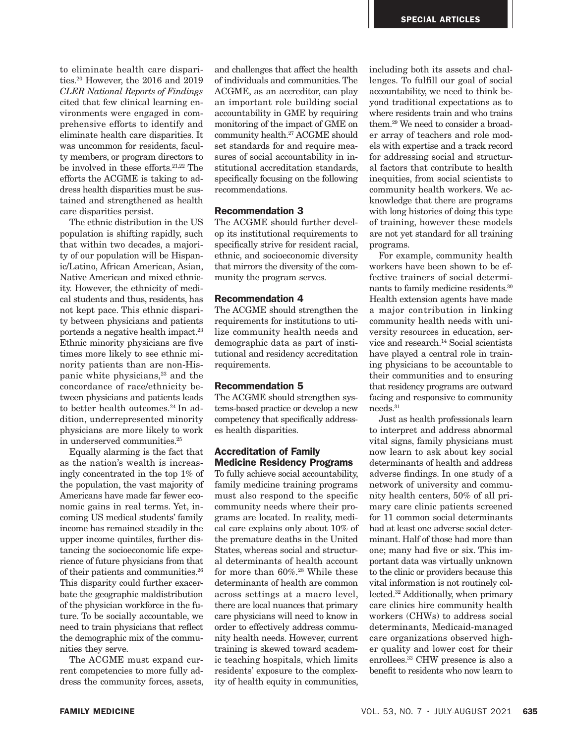to eliminate health care disparities.[20] However, the 2016 and 2019 *CLER National Reports of Findings* cited that few clinical learning environments were engaged in comprehensive efforts to identify and eliminate health care disparities. It was uncommon for residents, faculty members, or program directors to be involved in these efforts.[21,22] The efforts the ACGME is taking to address health disparities must be sustained and strengthened as health care disparities persist.

The ethnic distribution in the US population is shifting rapidly, such that within two decades, a majority of our population will be Hispanic/Latino, African American, Asian, Native American and mixed ethnicity. However, the ethnicity of medical students and thus, residents, has not kept pace. This ethnic disparity between physicians and patients portends a negative health impact.[23] Ethnic minority physicians are five times more likely to see ethnic minority patients than are non-Hispanic white physicians,[23] and the concordance of race/ethnicity between physicians and patients leads to better health outcomes.[24] In addition, underrepresented minority physicians are more likely to work in underserved communities.[25]

Equally alarming is the fact that as the nation's wealth is increasingly concentrated in the top 1% of the population, the vast majority of Americans have made far fewer economic gains in real terms. Yet, incoming US medical students' family income has remained steadily in the upper income quintiles, further distancing the socioeconomic life experience of future physicians from that of their patients and communities.[26] This disparity could further exacerbate the geographic maldistribution of the physician workforce in the future. To be socially accountable, we need to train physicians that reflect the demographic mix of the communities they serve.

The ACGME must expand current competencies to more fully address the community forces, assets, and challenges that affect the health of individuals and communities. The ACGME, as an accreditor, can play an important role building social accountability in GME by requiring monitoring of the impact of GME on community health.[27] ACGME should set standards for and require measures of social accountability in institutional accreditation standards, specifically focusing on the following recommendations.

### Recommendation 3

The ACGME should further develop its institutional requirements to specifically strive for resident racial, ethnic, and socioeconomic diversity that mirrors the diversity of the community the program serves.

### Recommendation 4

The ACGME should strengthen the requirements for institutions to utilize community health needs and demographic data as part of institutional and residency accreditation requirements.

### Recommendation 5

The ACGME should strengthen systems-based practice or develop a new competency that specifically addresses health disparities.

## Accreditation of Family Medicine Residency Programs

To fully achieve social accountability, family medicine training programs must also respond to the specific community needs where their programs are located. In reality, medical care explains only about 10% of the premature deaths in the United States, whereas social and structural determinants of health account for more than 60%.[28] While these determinants of health are common across settings at a macro level, there are local nuances that primary care physicians will need to know in order to effectively address community health needs. However, current training is skewed toward academic teaching hospitals, which limits residents' exposure to the complexity of health equity in communities, including both its assets and challenges. To fulfill our goal of social accountability, we need to think beyond traditional expectations as to where residents train and who trains them.[29] We need to consider a broader array of teachers and role models with expertise and a track record for addressing social and structural factors that contribute to health inequities, from social scientists to community health workers. We acknowledge that there are programs with long histories of doing this type of training, however these models are not yet standard for all training programs.

For example, community health workers have been shown to be effective trainers of social determinants to family medicine residents.[30] Health extension agents have made a major contribution in linking community health needs with university resources in education, service and research.[14] Social scientists have played a central role in training physicians to be accountable to their communities and to ensuring that residency programs are outward facing and responsive to community needs.[31]

Just as health professionals learn to interpret and address abnormal vital signs, family physicians must now learn to ask about key social determinants of health and address adverse findings. In one study of a network of university and community health centers, 50% of all primary care clinic patients screened for 11 common social determinants had at least one adverse social determinant. Half of those had more than one; many had five or six. This important data was virtually unknown to the clinic or providers because this vital information is not routinely collected.[32] Additionally, when primary care clinics hire community health workers (CHWs) to address social determinants, Medicaid-managed care organizations observed higher quality and lower cost for their enrollees.[33] CHW presence is also a benefit to residents who now learn to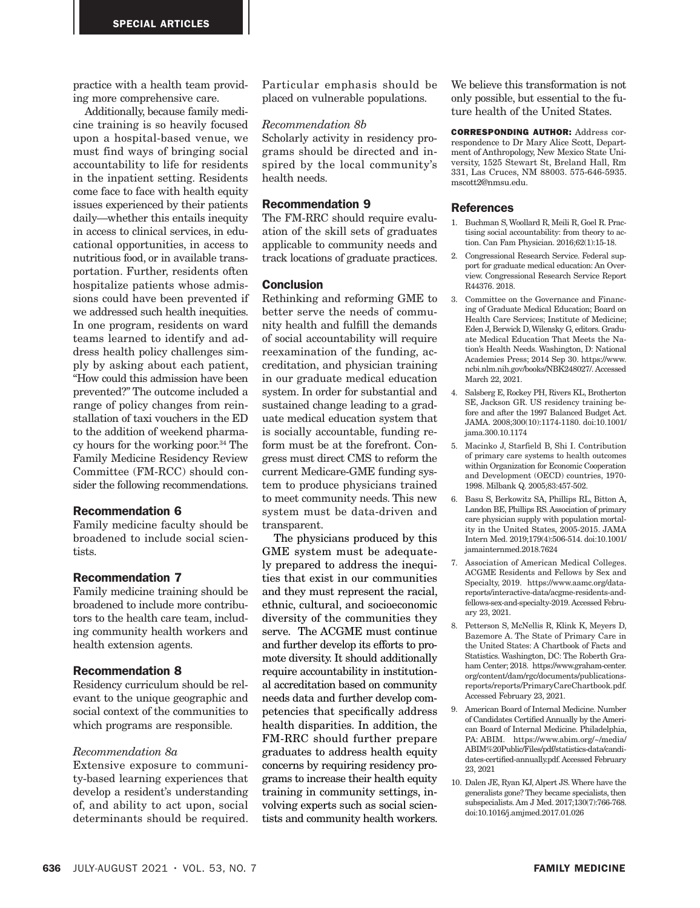practice with a health team providing more comprehensive care.

Additionally, because family medicine training is so heavily focused upon a hospital-based venue, we must find ways of bringing social accountability to life for residents in the inpatient setting. Residents come face to face with health equity issues experienced by their patients daily—whether this entails inequity in access to clinical services, in educational opportunities, in access to nutritious food, or in available transportation. Further, residents often hospitalize patients whose admissions could have been prevented if we addressed such health inequities. In one program, residents on ward teams learned to identify and address health policy challenges simply by asking about each patient, "How could this admission have been prevented?" The outcome included a range of policy changes from reinstallation of taxi vouchers in the ED to the addition of weekend pharmacy hours for the working poor.[34] The Family Medicine Residency Review Committee (FM-RCC) should consider the following recommendations.

### Recommendation 6

Family medicine faculty should be broadened to include social scientists.

### Recommendation 7

Family medicine training should be broadened to include more contributors to the health care team, including community health workers and health extension agents.

### Recommendation 8

Residency curriculum should be relevant to the unique geographic and social context of the communities to which programs are responsible.

#### *Recommendation 8a*

Extensive exposure to community-based learning experiences that develop a resident's understanding of, and ability to act upon, social determinants should be required. Particular emphasis should be placed on vulnerable populations.

#### *Recommendation 8b*

Scholarly activity in residency programs should be directed and inspired by the local community's health needs.

### Recommendation 9

The FM-RRC should require evaluation of the skill sets of graduates applicable to community needs and track locations of graduate practices.

## Conclusion

Rethinking and reforming GME to better serve the needs of community health and fulfill the demands of social accountability will require reexamination of the funding, accreditation, and physician training in our graduate medical education system. In order for substantial and sustained change leading to a graduate medical education system that is socially accountable, funding reform must be at the forefront. Congress must direct CMS to reform the current Medicare-GME funding system to produce physicians trained to meet community needs. This new system must be data-driven and transparent.

The physicians produced by this GME system must be adequately prepared to address the inequities that exist in our communities and they must represent the racial, ethnic, cultural, and socioeconomic diversity of the communities they serve. The ACGME must continue and further develop its efforts to promote diversity. It should additionally require accountability in institutional accreditation based on community needs data and further develop competencies that specifically address health disparities. In addition, the FM-RRC should further prepare graduates to address health equity concerns by requiring residency programs to increase their health equity training in community settings, involving experts such as social scientists and community health workers. We believe this transformation is not only possible, but essential to the future health of the United States.

**CORRESPONDING AUTHOR:** Address correspondence to Dr Mary Alice Scott, Department of Anthropology, New Mexico State University, 1525 Stewart St, Breland Hall, Rm 331, Las Cruces, NM 88003. 575-646-5935. mscott2@nmsu.edu.

## References

1. Buchman S, Woollard R, Meili R, Goel R. Practising social accountability: from theory to action. Can Fam Physician. 2016;62(1):15-18.
2. Congressional Research Service. Federal support for graduate medical education: An Overview. Congressional Research Service Report R44376. 2018.
3. Committee on the Governance and Financing of Graduate Medical Education; Board on Health Care Services; Institute of Medicine; Eden J, Berwick D, Wilensky G, editors. Graduate Medical Education That Meets the Nation's Health Needs. Washington, D: National Academies Press; 2014 Sep 30. https://www.ncbi.nlm.nih.gov/books/NBK248027/. Accessed March 22, 2021.
4. Salsberg E, Rockey PH, Rivers KL, Brotherton SE, Jackson GR. US residency training before and after the 1997 Balanced Budget Act. JAMA. 2008;300(10):1174-1180. doi:10.1001/jama.300.10.1174
5. Macinko J, Starfield B, Shi I. Contribution of primary care systems to health outcomes within Organization for Economic Cooperation and Development (OECD) countries, 1970-1998. Milbank Q. 2005;83:457-502.
6. Basu S, Berkowitz SA, Phillips RL, Bitton A, Landon BE, Phillips RS. Association of primary care physician supply with population mortality in the United States, 2005-2015. JAMA Intern Med. 2019;179(4):506-514. doi:10.1001/jamainternmed.2018.7624
7. Association of American Medical Colleges. ACGME Residents and Fellows by Sex and Specialty, 2019. https://www.aamc.org/data-reports/interactive-data/acgme-residents-and-fellows-sex-and-specialty-2019. Accessed February 23, 2021.
8. Petterson S, McNellis R, Klink K, Meyers D, Bazemore A. The State of Primary Care in the United States: A Chartbook of Facts and Statistics. Washington, DC: The Roberth Graham Center; 2018. https://www.graham-center.org/content/dam/rgc/documents/publications-reports/reports/PrimaryCareChartbook.pdf. Accessed February 23, 2021.
9. American Board of Internal Medicine. Number of Candidates Certified Annually by the American Board of Internal Medicine. Philadelphia, PA: ABIM. https://www.abim.org/~/media/ABIM%20Public/Files/pdf/statistics-data/candidates-certified-annually.pdf. Accessed February 23, 2021
10. Dalen JE, Ryan KJ, Alpert JS. Where have the generalists gone? They became specialists, then subspecialists. Am J Med. 2017;130(7):766-768. doi:10.1016/j.amjmed.2017.01.026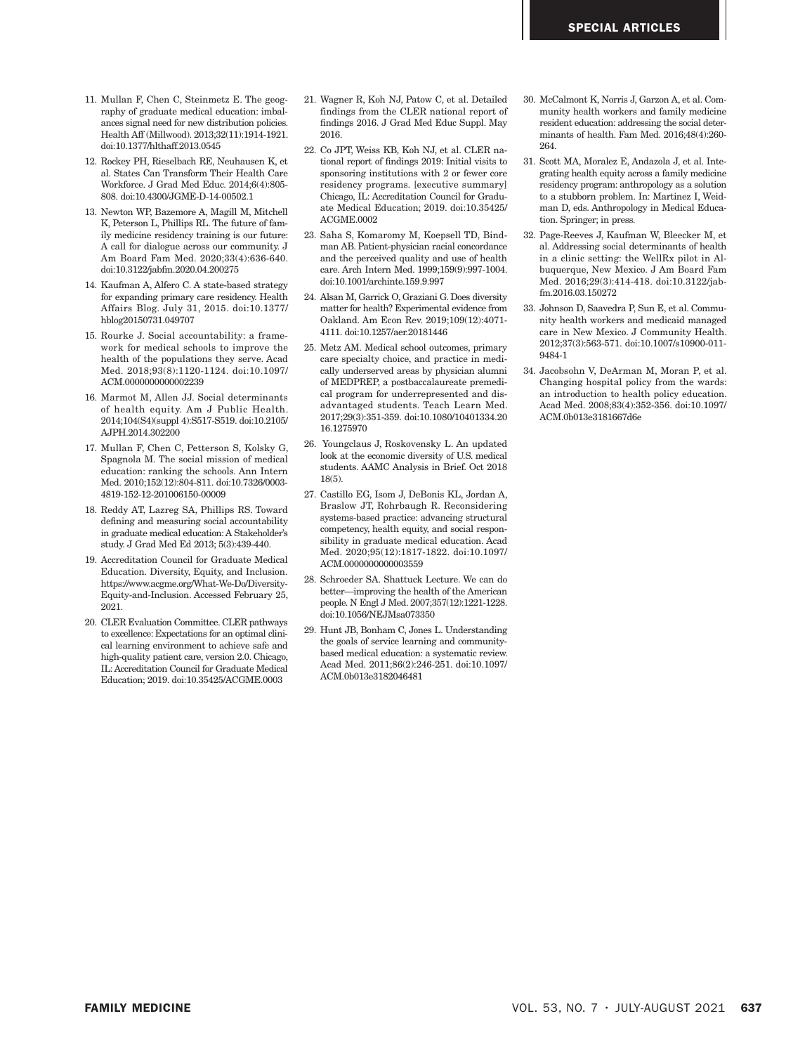11. Mullan F, Chen C, Steinmetz E. The geography of graduate medical education: imbalances signal need for new distribution policies. Health Aff (Millwood). 2013;32(11):1914-1921. doi:10.1377/hlthaff.2013.0545
12. Rockey PH, Rieselbach RE, Neuhausen K, et al. States Can Transform Their Health Care Workforce. J Grad Med Educ. 2014;6(4):805-808. doi:10.4300/JGME-D-14-00502.1
13. Newton WP, Bazemore A, Magill M, Mitchell K, Peterson L, Phillips RL. The future of family medicine residency training is our future: A call for dialogue across our community. J Am Board Fam Med. 2020;33(4):636-640. doi:10.3122/jabfm.2020.04.200275
14. Kaufman A, Alfero C. A state-based strategy for expanding primary care residency. Health Affairs Blog. July 31, 2015. doi:10.1377/hblog20150731.049707
15. Rourke J. Social accountability: a framework for medical schools to improve the health of the populations they serve. Acad Med. 2018;93(8):1120-1124. doi:10.1097/ACM.0000000000002239
16. Marmot M, Allen JJ. Social determinants of health equity. Am J Public Health. 2014;104(S4)(suppl 4):S517-S519. doi:10.2105/AJPH.2014.302200
17. Mullan F, Chen C, Petterson S, Kolsky G, Spagnola M. The social mission of medical education: ranking the schools. Ann Intern Med. 2010;152(12):804-811. doi:10.7326/0003-4819-152-12-201006150-00009
18. Reddy AT, Lazreg SA, Phillips RS. Toward defining and measuring social accountability in graduate medical education: A Stakeholder's study. J Grad Med Ed 2013; 5(3):439-440.
19. Accreditation Council for Graduate Medical Education. Diversity, Equity, and Inclusion. https://www.acgme.org/What-We-Do/Diversity-Equity-and-Inclusion. Accessed February 25, 2021.
20. CLER Evaluation Committee. CLER pathways to excellence: Expectations for an optimal clinical learning environment to achieve safe and high-quality patient care, version 2.0. Chicago, IL: Accreditation Council for Graduate Medical Education; 2019. doi:10.35425/ACGME.0003
21. Wagner R, Koh NJ, Patow C, et al. Detailed findings from the CLER national report of findings 2016. J Grad Med Educ Suppl. May 2016.
22. Co JPT, Weiss KB, Koh NJ, et al. CLER national report of findings 2019: Initial visits to sponsoring institutions with 2 or fewer core residency programs. [executive summary] Chicago, IL: Accreditation Council for Graduate Medical Education; 2019. doi:10.35425/ACGME.0002
23. Saha S, Komaromy M, Koepsell TD, Bindman AB. Patient-physician racial concordance and the perceived quality and use of health care. Arch Intern Med. 1999;159(9):997-1004. doi:10.1001/archinte.159.9.997
24. Alsan M, Garrick O, Graziani G. Does diversity matter for health? Experimental evidence from Oakland. Am Econ Rev. 2019;109(12):4071-4111. doi:10.1257/aer.20181446
25. Metz AM. Medical school outcomes, primary care specialty choice, and practice in medically underserved areas by physician alumni of MEDPREP, a postbaccalaureate premedical program for underrepresented and disadvantaged students. Teach Learn Med. 2017;29(3):351-359. doi:10.1080/10401334.2016.1275970
26. Youngclaus J, Roskovensky L. An updated look at the economic diversity of U.S. medical students. AAMC Analysis in Brief. Oct 2018 18(5).
27. Castillo EG, Isom J, DeBonis KL, Jordan A, Braslow JT, Rohrbaugh R. Reconsidering systems-based practice: advancing structural competency, health equity, and social responsibility in graduate medical education. Acad Med. 2020;95(12):1817-1822. doi:10.1097/ACM.0000000000003559
28. Schroeder SA. Shattuck Lecture. We can do better—improving the health of the American people. N Engl J Med. 2007;357(12):1221-1228. doi:10.1056/NEJMsa073350
29. Hunt JB, Bonham C, Jones L. Understanding the goals of service learning and community-based medical education: a systematic review. Acad Med. 2011;86(2):246-251. doi:10.1097/ACM.0b013e3182046481
30. McCalmont K, Norris J, Garzon A, et al. Community health workers and family medicine resident education: addressing the social determinants of health. Fam Med. 2016;48(4):260-264.
31. Scott MA, Moralez E, Andazola J, et al. Integrating health equity across a family medicine residency program: anthropology as a solution to a stubborn problem. In: Martinez I, Weidman D, eds. Anthropology in Medical Education. Springer; in press.
32. Page-Reeves J, Kaufman W, Bleecker M, et al. Addressing social determinants of health in a clinic setting: the WellRx pilot in Albuquerque, New Mexico. J Am Board Fam Med. 2016;29(3):414-418. doi:10.3122/jabfm.2016.03.150272
33. Johnson D, Saavedra P, Sun E, et al. Community health workers and medicaid managed care in New Mexico. J Community Health. 2012;37(3):563-571. doi:10.1007/s10900-011-9484-1
34. Jacobsohn V, DeArman M, Moran P, et al. Changing hospital policy from the wards: an introduction to health policy education. Acad Med. 2008;83(4):352-356. doi:10.1097/ACM.0b013e3181667d6e